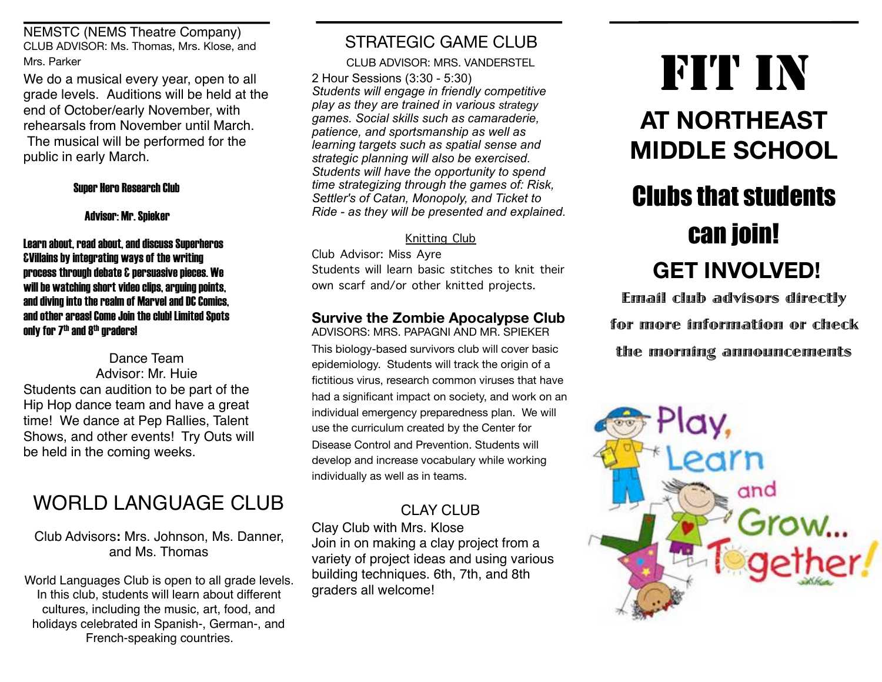## NEMSTC (NEMS Theatre Company)

CLUB ADVISOR: Ms. Thomas, Mrs. Klose, and Mrs. Parker

We do a musical every year, open to all grade levels. Auditions will be held at the end of October/early November, with rehearsals from November until March. The musical will be performed for the public in early March.

## Super Hero Research Club

**Advisor: Mr. Spieker**

**Learn about, read about, and discuss Superheros &Villains by integrating ways of the writing process through debate & persuasive pieces. We will be watching short video clips, arguing points, and diving into the realm of Marvel and DC Comics, and other areas! Come Join the club! Limited Spots only for 7th and 8th graders!**

## Dance Team

Advisor: Mr. Huie

Students can audition to be part of the Hip Hop dance team and have a great time! We dance at Pep Rallies, Talent Shows, and other events! Try Outs will be held in the coming weeks.

## WORLD LANGUAGE CLUB

Club Advisors**:** Mrs. Johnson, Ms. Danner, and Ms. Thomas

World Languages Club is open to all grade levels. In this club, students will learn about different cultures, including the music, art, food, and holidays celebrated in Spanish-, German-, and French-speaking countries.

## STRATEGIC GAME CLUB

CLUB ADVISOR: MRS. VANDERSTEL

2 Hour Sessions (3:30 - 5:30)

*Students will engage in friendly competitive play as they are trained in various strategy games. Social skills such as camaraderie, patience, and sportsmanship as well as learning targets such as spatial sense and strategic planning will also be exercised. Students will have the opportunity to spend time strategizing through the games of: Risk, Settler's of Catan, Monopoly, and Ticket to Ride - as they will be presented and explained.*

## Knitting Club

Club Advisor: Miss Ayre

Students will learn basic stitches to knit their own scarf and/or other knitted projects.

## Survive the Zombie Apocalypse Club

ADVISORS: MRS. PAPAGNI AND MR. SPIEKER

This biology-based survivors club will cover basic epidemiology. Students will track the origin of a fictitious virus, research common viruses that have had a significant impact on society, and work on an individual emergency preparedness plan. We will use the curriculum created by the Center for Disease Control and Prevention. Students will develop and increase vocabulary while working individually as well as in teams.

## CLAY CLUB

Clay Club with Mrs. Klose

Join in on making a clay project from a variety of project ideas and using various building techniques. 6th, 7th, and 8th graders all welcome!

# FIT IN

## AT NORTHEAST MIDDLE SCHOOL

## Clubs that students can join!

## GET INVOLVED!

**Email club advisors directly for more information or check the morning announcements**

Play, Learn and Grow... Together!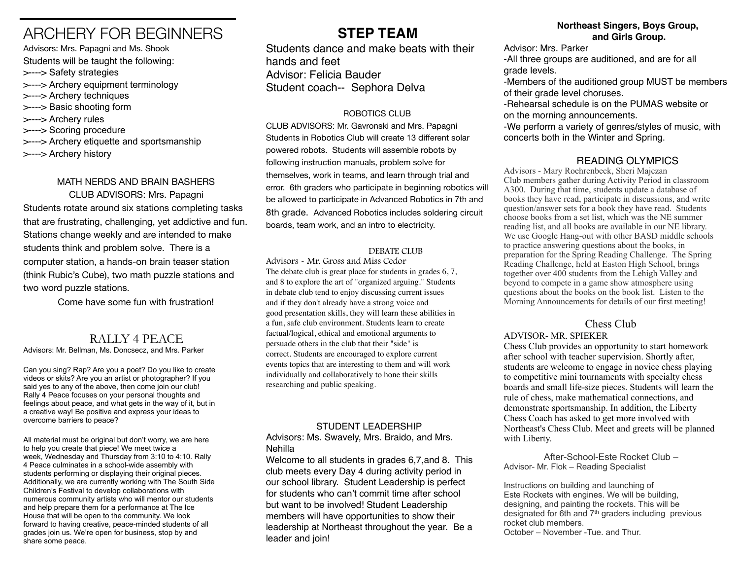# ARCHERY FOR BEGINNERS

Advisors: Mrs. Papagni and Ms. Shook

Students will be taught the following:

>----> Safety strategies
>----> Archery equipment terminology
>----> Archery techniques
>----> Basic shooting form
>----> Archery rules
>----> Scoring procedure
>----> Archery etiquette and sportsmanship
>----> Archery history

## MATH NERDS AND BRAIN BASHERS

CLUB ADVISORS: Mrs. Papagni

Students rotate around six stations completing tasks that are frustrating, challenging, yet addictive and fun. Stations change weekly and are intended to make students think and problem solve. There is a computer station, a hands-on brain teaser station (think Rubic's Cube), two math puzzle stations and two word puzzle stations.

Come have some fun with frustration!

## RALLY 4 PEACE

Advisors: Mr. Bellman, Ms. Doncsecz, and Mrs. Parker

Can you sing? Rap? Are you a poet? Do you like to create videos or skits? Are you an artist or photographer? If you said yes to any of the above, then come join our club! Rally 4 Peace focuses on your personal thoughts and feelings about peace, and what gets in the way of it, but in a creative way! Be positive and express your ideas to overcome barriers to peace?

All material must be original but don't worry, we are here to help you create that piece! We meet twice a week, Wednesday and Thursday from 3:10 to 4:10. Rally 4 Peace culminates in a school-wide assembly with students performing or displaying their original pieces. Additionally, we are currently working with The South Side Children's Festival to develop collaborations with numerous community artists who will mentor our students and help prepare them for a performance at The Ice House that will be open to the community. We look forward to having creative, peace-minded students of all grades join us. We're open for business, stop by and share some peace.

# STEP TEAM

Students dance and make beats with their hands and feet

Advisor: Felicia Bauder

Student coach-- Sephora Delva

## ROBOTICS CLUB

CLUB ADVISORS: Mr. Gavronski and Mrs. Papagni

Students in Robotics Club will create 13 different solar powered robots. Students will assemble robots by following instruction manuals, problem solve for themselves, work in teams, and learn through trial and error. 6th graders who participate in beginning robotics will be allowed to participate in Advanced Robotics in 7th and 8th grade. Advanced Robotics includes soldering circuit boards, team work, and an intro to electricity.

## DEBATE CLUB

Advisors - Mr. Gross and Miss Cedor

The debate club is great place for students in grades 6, 7, and 8 to explore the art of "organized arguing." Students in debate club tend to enjoy discussing current issues and if they don't already have a strong voice and good presentation skills, they will learn these abilities in a fun, safe club environment. Students learn to create factual/logical, ethical and emotional arguments to persuade others in the club that their "side" is correct. Students are encouraged to explore current events topics that are interesting to them and will work individually and collaboratively to hone their skills researching and public speaking.

## STUDENT LEADERSHIP

Advisors: Ms. Swavely, Mrs. Braido, and Mrs. Nehilla

Welcome to all students in grades 6,7,and 8. This club meets every Day 4 during activity period in our school library. Student Leadership is perfect for students who can't commit time after school but want to be involved! Student Leadership members will have opportunities to show their leadership at Northeast throughout the year. Be a leader and join!

## Northeast Singers, Boys Group, and Girls Group.

Advisor: Mrs. Parker

-All three groups are auditioned, and are for all grade levels.

-Members of the auditioned group MUST be members of their grade level choruses.

-Rehearsal schedule is on the PUMAS website or on the morning announcements.

-We perform a variety of genres/styles of music, with concerts both in the Winter and Spring.

## READING OLYMPICS

Advisors - Mary Roehrenbeck, Sheri Majczan

Club members gather during Activity Period in classroom A300. During that time, students update a database of books they have read, participate in discussions, and write question/answer sets for a book they have read. Students choose books from a set list, which was the NE summer reading list, and all books are available in our NE library. We use Google Hang-out with other BASD middle schools to practice answering questions about the books, in preparation for the Spring Reading Challenge. The Spring Reading Challenge, held at Easton High School, brings together over 400 students from the Lehigh Valley and beyond to compete in a game show atmosphere using questions about the books on the book list. Listen to the Morning Announcements for details of our first meeting!

## Chess Club

ADVISOR- MR. SPIEKER

Chess Club provides an opportunity to start homework after school with teacher supervision. Shortly after, students are welcome to engage in novice chess playing to competitive mini tournaments with specialty chess boards and small life-size pieces. Students will learn the rule of chess, make mathematical connections, and demonstrate sportsmanship. In addition, the Liberty Chess Coach has asked to get more involved with Northeast's Chess Club. Meet and greets will be planned with Liberty.

## After-School-Este Rocket Club –

Advisor- Mr. Flok – Reading Specialist

Instructions on building and launching of Este Rockets with engines. We will be building, designing, and painting the rockets. This will be designated for 6th and 7th graders including previous rocket club members.

October – November -Tue. and Thur.